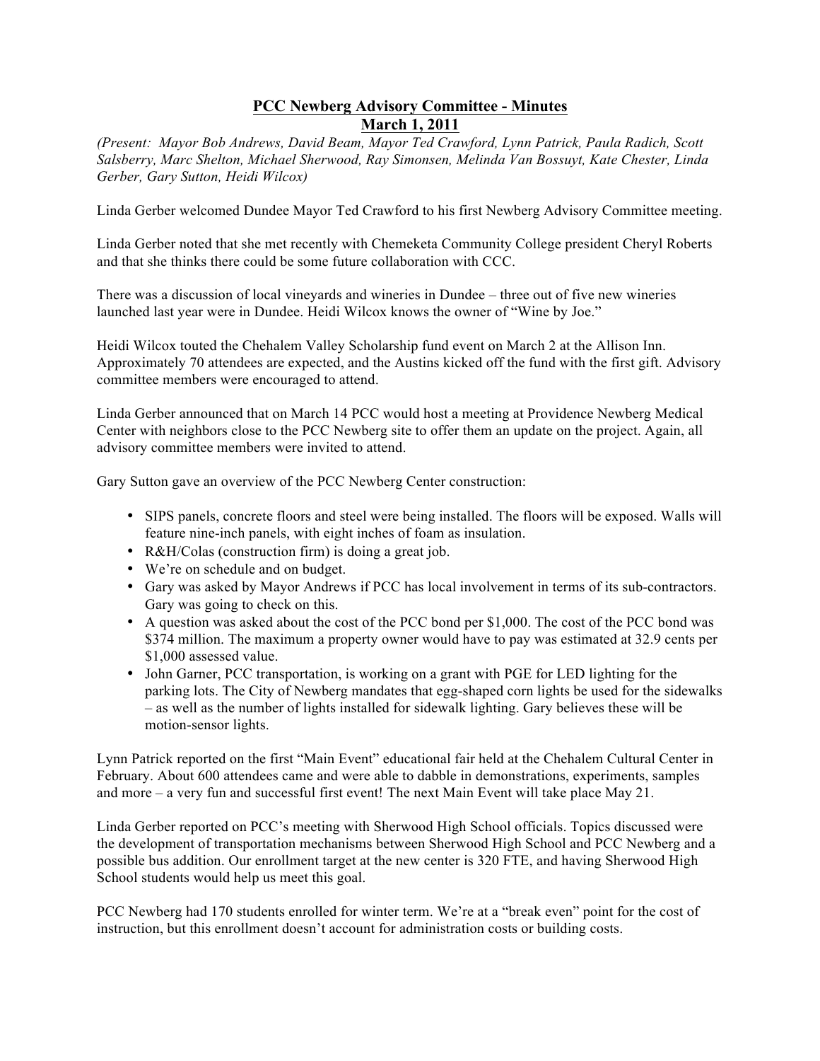# PCC Newberg Advisory Committee - Minutes

## March 1, 2011

*(Present: Mayor Bob Andrews, David Beam, Mayor Ted Crawford, Lynn Patrick, Paula Radich, Scott Salsberry, Marc Shelton, Michael Sherwood, Ray Simonsen, Melinda Van Bossuyt, Kate Chester, Linda Gerber, Gary Sutton, Heidi Wilcox)*

Linda Gerber welcomed Dundee Mayor Ted Crawford to his first Newberg Advisory Committee meeting.

Linda Gerber noted that she met recently with Chemeketa Community College president Cheryl Roberts and that she thinks there could be some future collaboration with CCC.

There was a discussion of local vineyards and wineries in Dundee – three out of five new wineries launched last year were in Dundee. Heidi Wilcox knows the owner of "Wine by Joe."

Heidi Wilcox touted the Chehalem Valley Scholarship fund event on March 2 at the Allison Inn. Approximately 70 attendees are expected, and the Austins kicked off the fund with the first gift. Advisory committee members were encouraged to attend.

Linda Gerber announced that on March 14 PCC would host a meeting at Providence Newberg Medical Center with neighbors close to the PCC Newberg site to offer them an update on the project. Again, all advisory committee members were invited to attend.

Gary Sutton gave an overview of the PCC Newberg Center construction:

- SIPS panels, concrete floors and steel were being installed. The floors will be exposed. Walls will feature nine-inch panels, with eight inches of foam as insulation.
- R&H/Colas (construction firm) is doing a great job.
- We're on schedule and on budget.
- Gary was asked by Mayor Andrews if PCC has local involvement in terms of its sub-contractors. Gary was going to check on this.
- A question was asked about the cost of the PCC bond per $1,000. The cost of the PCC bond was $374 million. The maximum a property owner would have to pay was estimated at 32.9 cents per $1,000 assessed value.
- John Garner, PCC transportation, is working on a grant with PGE for LED lighting for the parking lots. The City of Newberg mandates that egg-shaped corn lights be used for the sidewalks – as well as the number of lights installed for sidewalk lighting. Gary believes these will be motion-sensor lights.

Lynn Patrick reported on the first "Main Event" educational fair held at the Chehalem Cultural Center in February. About 600 attendees came and were able to dabble in demonstrations, experiments, samples and more – a very fun and successful first event! The next Main Event will take place May 21.

Linda Gerber reported on PCC's meeting with Sherwood High School officials. Topics discussed were the development of transportation mechanisms between Sherwood High School and PCC Newberg and a possible bus addition. Our enrollment target at the new center is 320 FTE, and having Sherwood High School students would help us meet this goal.

PCC Newberg had 170 students enrolled for winter term. We're at a "break even" point for the cost of instruction, but this enrollment doesn't account for administration costs or building costs.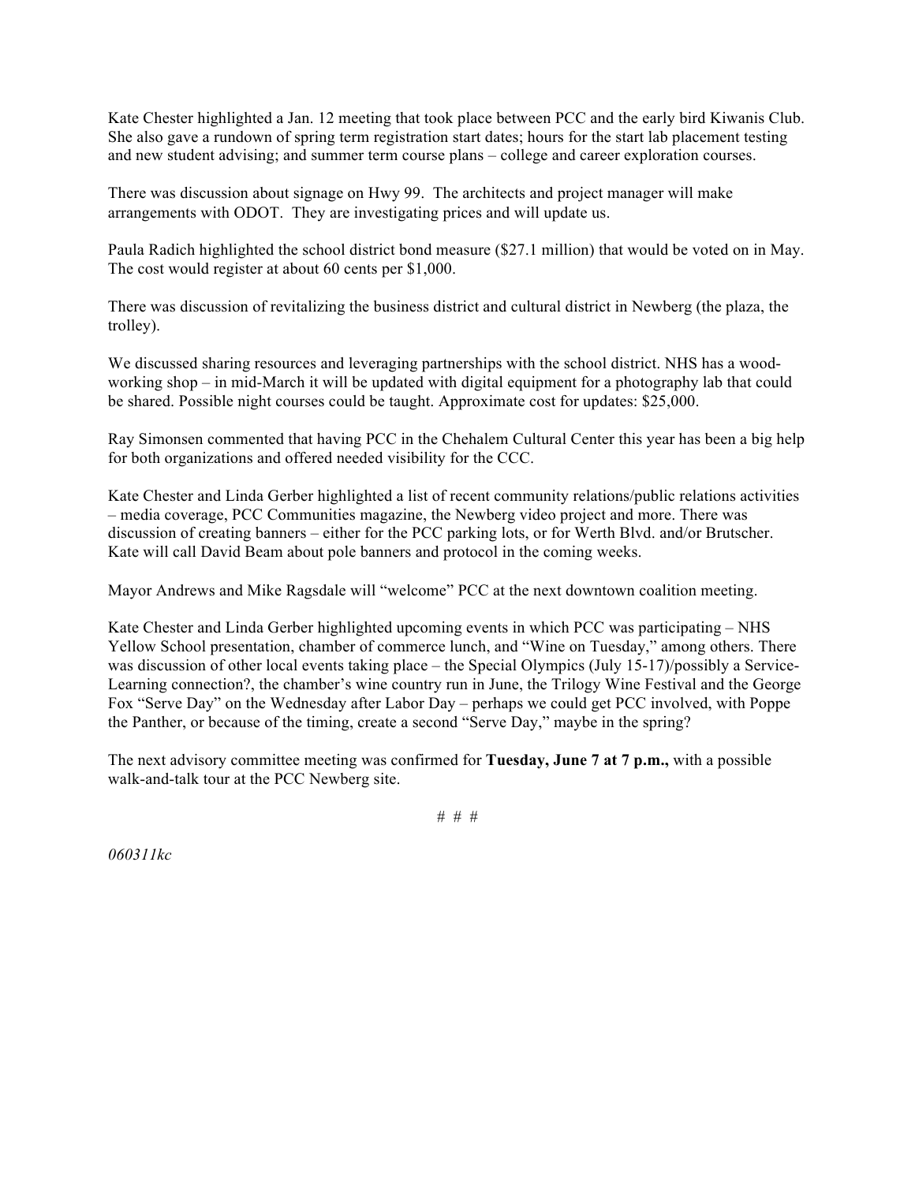Kate Chester highlighted a Jan. 12 meeting that took place between PCC and the early bird Kiwanis Club. She also gave a rundown of spring term registration start dates; hours for the start lab placement testing and new student advising; and summer term course plans – college and career exploration courses.

There was discussion about signage on Hwy 99. The architects and project manager will make arrangements with ODOT. They are investigating prices and will update us.

Paula Radich highlighted the school district bond measure ($27.1 million) that would be voted on in May. The cost would register at about 60 cents per $1,000.

There was discussion of revitalizing the business district and cultural district in Newberg (the plaza, the trolley).

We discussed sharing resources and leveraging partnerships with the school district. NHS has a wood-working shop – in mid-March it will be updated with digital equipment for a photography lab that could be shared. Possible night courses could be taught. Approximate cost for updates: $25,000.

Ray Simonsen commented that having PCC in the Chehalem Cultural Center this year has been a big help for both organizations and offered needed visibility for the CCC.

Kate Chester and Linda Gerber highlighted a list of recent community relations/public relations activities – media coverage, PCC Communities magazine, the Newberg video project and more. There was discussion of creating banners – either for the PCC parking lots, or for Werth Blvd. and/or Brutscher. Kate will call David Beam about pole banners and protocol in the coming weeks.

Mayor Andrews and Mike Ragsdale will "welcome" PCC at the next downtown coalition meeting.

Kate Chester and Linda Gerber highlighted upcoming events in which PCC was participating – NHS Yellow School presentation, chamber of commerce lunch, and "Wine on Tuesday," among others. There was discussion of other local events taking place – the Special Olympics (July 15-17)/possibly a Service-Learning connection?, the chamber's wine country run in June, the Trilogy Wine Festival and the George Fox "Serve Day" on the Wednesday after Labor Day – perhaps we could get PCC involved, with Poppe the Panther, or because of the timing, create a second "Serve Day," maybe in the spring?

The next advisory committee meeting was confirmed for **Tuesday, June 7 at 7 p.m.,** with a possible walk-and-talk tour at the PCC Newberg site.

# # #

*060311kc*